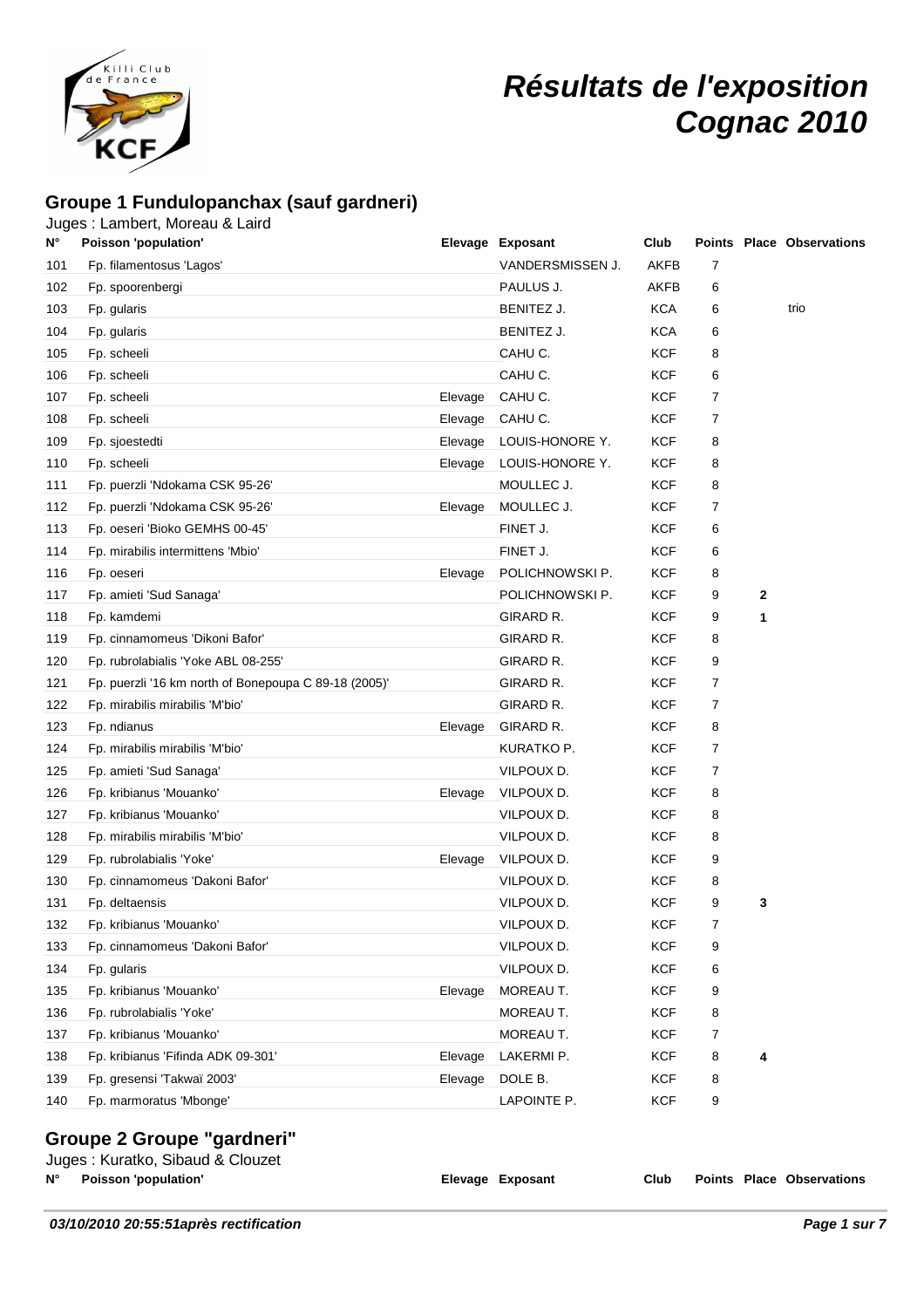# Résultats de l'exposition Cognac 2010

## Groupe 1 Fundulopanchax (sauf gardneri)

Juges : Lambert, Moreau & Laird

| N° | Poisson 'population' | Elevage | Exposant | Club | Points | Place | Observations |
|---|---|---|---|---|---|---|---|
| 101 | Fp. filamentosus 'Lagos' | | VANDERSMISSEN J. | AKFB | 7 | | |
| 102 | Fp. spoorenbergi | | PAULUS J. | AKFB | 6 | | |
| 103 | Fp. gularis | | BENITEZ J. | KCA | 6 | | trio |
| 104 | Fp. gularis | | BENITEZ J. | KCA | 6 | | |
| 105 | Fp. scheeli | | CAHU C. | KCF | 8 | | |
| 106 | Fp. scheeli | | CAHU C. | KCF | 6 | | |
| 107 | Fp. scheeli | Elevage | CAHU C. | KCF | 7 | | |
| 108 | Fp. scheeli | Elevage | CAHU C. | KCF | 7 | | |
| 109 | Fp. sjoestedti | Elevage | LOUIS-HONORE Y. | KCF | 8 | | |
| 110 | Fp. scheeli | Elevage | LOUIS-HONORE Y. | KCF | 8 | | |
| 111 | Fp. puerzli 'Ndokama CSK 95-26' | | MOULLEC J. | KCF | 8 | | |
| 112 | Fp. puerzli 'Ndokama CSK 95-26' | Elevage | MOULLEC J. | KCF | 7 | | |
| 113 | Fp. oeseri 'Bioko GEMHS 00-45' | | FINET J. | KCF | 6 | | |
| 114 | Fp. mirabilis intermittens 'Mbio' | | FINET J. | KCF | 6 | | |
| 116 | Fp. oeseri | Elevage | POLICHNOWSKI P. | KCF | 8 | | |
| 117 | Fp. amieti 'Sud Sanaga' | | POLICHNOWSKI P. | KCF | 9 | 2 | |
| 118 | Fp. kamdemi | | GIRARD R. | KCF | 9 | 1 | |
| 119 | Fp. cinnamomeus 'Dikoni Bafor' | | GIRARD R. | KCF | 8 | | |
| 120 | Fp. rubrolabialis 'Yoke ABL 08-255' | | GIRARD R. | KCF | 9 | | |
| 121 | Fp. puerzli '16 km north of Bonepoupa C 89-18 (2005)' | | GIRARD R. | KCF | 7 | | |
| 122 | Fp. mirabilis mirabilis 'M'bio' | | GIRARD R. | KCF | 7 | | |
| 123 | Fp. ndianus | Elevage | GIRARD R. | KCF | 8 | | |
| 124 | Fp. mirabilis mirabilis 'M'bio' | | KURATKO P. | KCF | 7 | | |
| 125 | Fp. amieti 'Sud Sanaga' | | VILPOUX D. | KCF | 7 | | |
| 126 | Fp. kribianus 'Mouanko' | Elevage | VILPOUX D. | KCF | 8 | | |
| 127 | Fp. kribianus 'Mouanko' | | VILPOUX D. | KCF | 8 | | |
| 128 | Fp. mirabilis mirabilis 'M'bio' | | VILPOUX D. | KCF | 8 | | |
| 129 | Fp. rubrolabialis 'Yoke' | Elevage | VILPOUX D. | KCF | 9 | | |
| 130 | Fp. cinnamomeus 'Dakoni Bafor' | | VILPOUX D. | KCF | 8 | | |
| 131 | Fp. deltaensis | | VILPOUX D. | KCF | 9 | 3 | |
| 132 | Fp. kribianus 'Mouanko' | | VILPOUX D. | KCF | 7 | | |
| 133 | Fp. cinnamomeus 'Dakoni Bafor' | | VILPOUX D. | KCF | 9 | | |
| 134 | Fp. gularis | | VILPOUX D. | KCF | 6 | | |
| 135 | Fp. kribianus 'Mouanko' | Elevage | MOREAU T. | KCF | 9 | | |
| 136 | Fp. rubrolabialis 'Yoke' | | MOREAU T. | KCF | 8 | | |
| 137 | Fp. kribianus 'Mouanko' | | MOREAU T. | KCF | 7 | | |
| 138 | Fp. kribianus 'Fifinda ADK 09-301' | Elevage | LAKERMI P. | KCF | 8 | 4 | |
| 139 | Fp. gresensi 'Takwaï 2003' | Elevage | DOLE B. | KCF | 8 | | |
| 140 | Fp. marmoratus 'Mbonge' | | LAPOINTE P. | KCF | 9 | | |

## Groupe 2 Groupe "gardneri"

Juges : Kuratko, Sibaud & Clouzet

| N° | Poisson 'population' | Elevage | Exposant | Club | Points | Place | Observations |
|---|---|---|---|---|---|---|---|

*03/10/2010 20:55:51après rectification*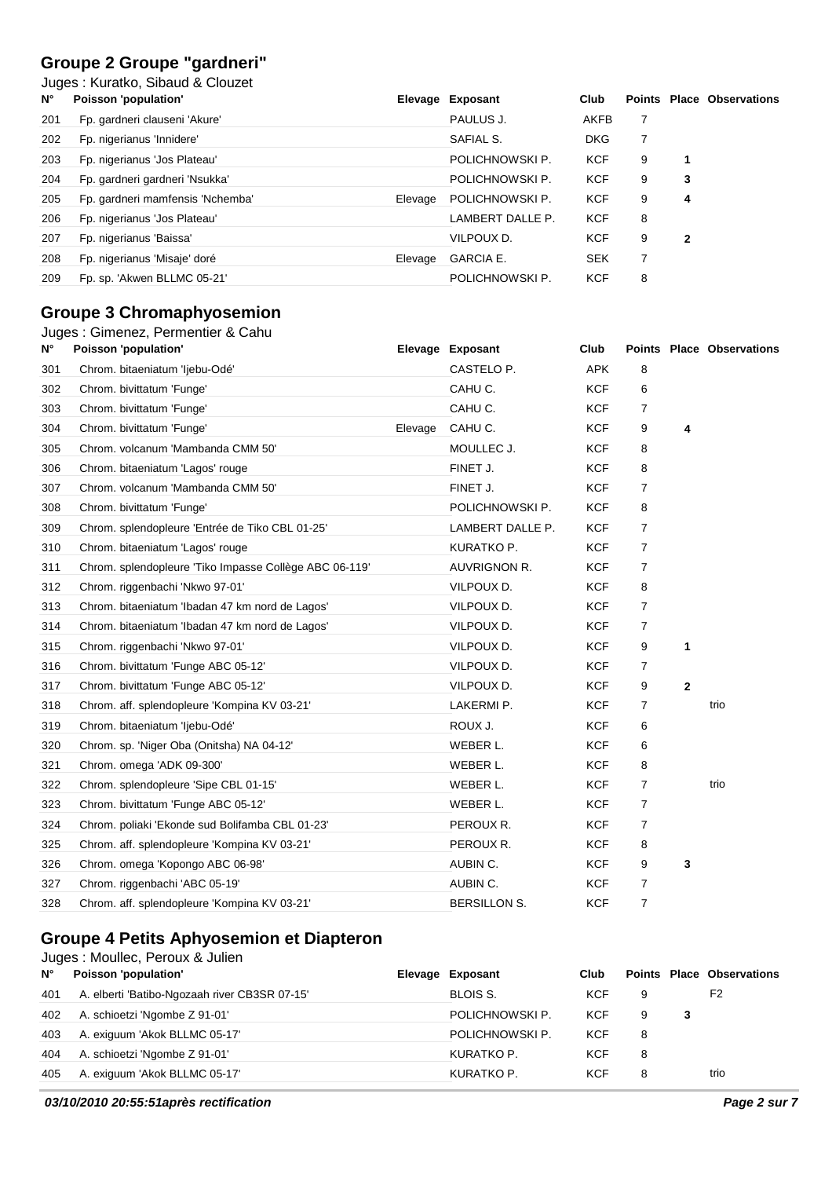## Groupe 2 Groupe "gardneri"

Juges : Kuratko, Sibaud & Clouzet

| N° | Poisson 'population' | Elevage | Exposant | Club | Points | Place | Observations |
|---|---|---|---|---|---|---|---|
| 201 | Fp. gardneri clauseni 'Akure' | | PAULUS J. | AKFB | 7 | | |
| 202 | Fp. nigerianus 'Innidere' | | SAFIAL S. | DKG | 7 | | |
| 203 | Fp. nigerianus 'Jos Plateau' | | POLICHNOWSKI P. | KCF | 9 | **1** | |
| 204 | Fp. gardneri gardneri 'Nsukka' | | POLICHNOWSKI P. | KCF | 9 | **3** | |
| 205 | Fp. gardneri mamfensis 'Nchemba' | Elevage | POLICHNOWSKI P. | KCF | 9 | **4** | |
| 206 | Fp. nigerianus 'Jos Plateau' | | LAMBERT DALLE P. | KCF | 8 | | |
| 207 | Fp. nigerianus 'Baissa' | | VILPOUX D. | KCF | 9 | **2** | |
| 208 | Fp. nigerianus 'Misaje' doré | Elevage | GARCIA E. | SEK | 7 | | |
| 209 | Fp. sp. 'Akwen BLLMC 05-21' | | POLICHNOWSKI P. | KCF | 8 | | |

## Groupe 3 Chromaphyosemion

Juges : Gimenez, Permentier & Cahu

| N° | Poisson 'population' | Elevage | Exposant | Club | Points | Place | Observations |
|---|---|---|---|---|---|---|---|
| 301 | Chrom. bitaeniatum 'Ijebu-Odé' | | CASTELO P. | APK | 8 | | |
| 302 | Chrom. bivittatum 'Funge' | | CAHU C. | KCF | 6 | | |
| 303 | Chrom. bivittatum 'Funge' | | CAHU C. | KCF | 7 | | |
| 304 | Chrom. bivittatum 'Funge' | Elevage | CAHU C. | KCF | 9 | **4** | |
| 305 | Chrom. volcanum 'Mambanda CMM 50' | | MOULLEC J. | KCF | 8 | | |
| 306 | Chrom. bitaeniatum 'Lagos' rouge | | FINET J. | KCF | 8 | | |
| 307 | Chrom. volcanum 'Mambanda CMM 50' | | FINET J. | KCF | 7 | | |
| 308 | Chrom. bivittatum 'Funge' | | POLICHNOWSKI P. | KCF | 8 | | |
| 309 | Chrom. splendopleure 'Entrée de Tiko CBL 01-25' | | LAMBERT DALLE P. | KCF | 7 | | |
| 310 | Chrom. bitaeniatum 'Lagos' rouge | | KURATKO P. | KCF | 7 | | |
| 311 | Chrom. splendopleure 'Tiko Impasse Collège ABC 06-119' | | AUVRIGNON R. | KCF | 7 | | |
| 312 | Chrom. riggenbachi 'Nkwo 97-01' | | VILPOUX D. | KCF | 8 | | |
| 313 | Chrom. bitaeniatum 'Ibadan 47 km nord de Lagos' | | VILPOUX D. | KCF | 7 | | |
| 314 | Chrom. bitaeniatum 'Ibadan 47 km nord de Lagos' | | VILPOUX D. | KCF | 7 | | |
| 315 | Chrom. riggenbachi 'Nkwo 97-01' | | VILPOUX D. | KCF | 9 | **1** | |
| 316 | Chrom. bivittatum 'Funge ABC 05-12' | | VILPOUX D. | KCF | 7 | | |
| 317 | Chrom. bivittatum 'Funge ABC 05-12' | | VILPOUX D. | KCF | 9 | **2** | |
| 318 | Chrom. aff. splendopleure 'Kompina KV 03-21' | | LAKERMI P. | KCF | 7 | | trio |
| 319 | Chrom. bitaeniatum 'Ijebu-Odé' | | ROUX J. | KCF | 6 | | |
| 320 | Chrom. sp. 'Niger Oba (Onitsha) NA 04-12' | | WEBER L. | KCF | 6 | | |
| 321 | Chrom. omega 'ADK 09-300' | | WEBER L. | KCF | 8 | | |
| 322 | Chrom. splendopleure 'Sipe CBL 01-15' | | WEBER L. | KCF | 7 | | trio |
| 323 | Chrom. bivittatum 'Funge ABC 05-12' | | WEBER L. | KCF | 7 | | |
| 324 | Chrom. poliaki 'Ekonde sud Bolifamba CBL 01-23' | | PEROUX R. | KCF | 7 | | |
| 325 | Chrom. aff. splendopleure 'Kompina KV 03-21' | | PEROUX R. | KCF | 8 | | |
| 326 | Chrom. omega 'Kopongo ABC 06-98' | | AUBIN C. | KCF | 9 | **3** | |
| 327 | Chrom. riggenbachi 'ABC 05-19' | | AUBIN C. | KCF | 7 | | |
| 328 | Chrom. aff. splendopleure 'Kompina KV 03-21' | | BERSILLON S. | KCF | 7 | | |

## Groupe 4 Petits Aphyosemion et Diapteron

Juges : Moullec, Peroux & Julien

| N° | Poisson 'population' | Elevage | Exposant | Club | Points | Place | Observations |
|---|---|---|---|---|---|---|---|
| 401 | A. elberti 'Batibo-Ngozaah river CB3SR 07-15' | | BLOIS S. | KCF | 9 | | F2 |
| 402 | A. schioetzi 'Ngombe Z 91-01' | | POLICHNOWSKI P. | KCF | 9 | **3** | |
| 403 | A. exiguum 'Akok BLLMC 05-17' | | POLICHNOWSKI P. | KCF | 8 | | |
| 404 | A. schioetzi 'Ngombe Z 91-01' | | KURATKO P. | KCF | 8 | | |
| 405 | A. exiguum 'Akok BLLMC 05-17' | | KURATKO P. | KCF | 8 | | trio |

*03/10/2010 20:55:51après rectification*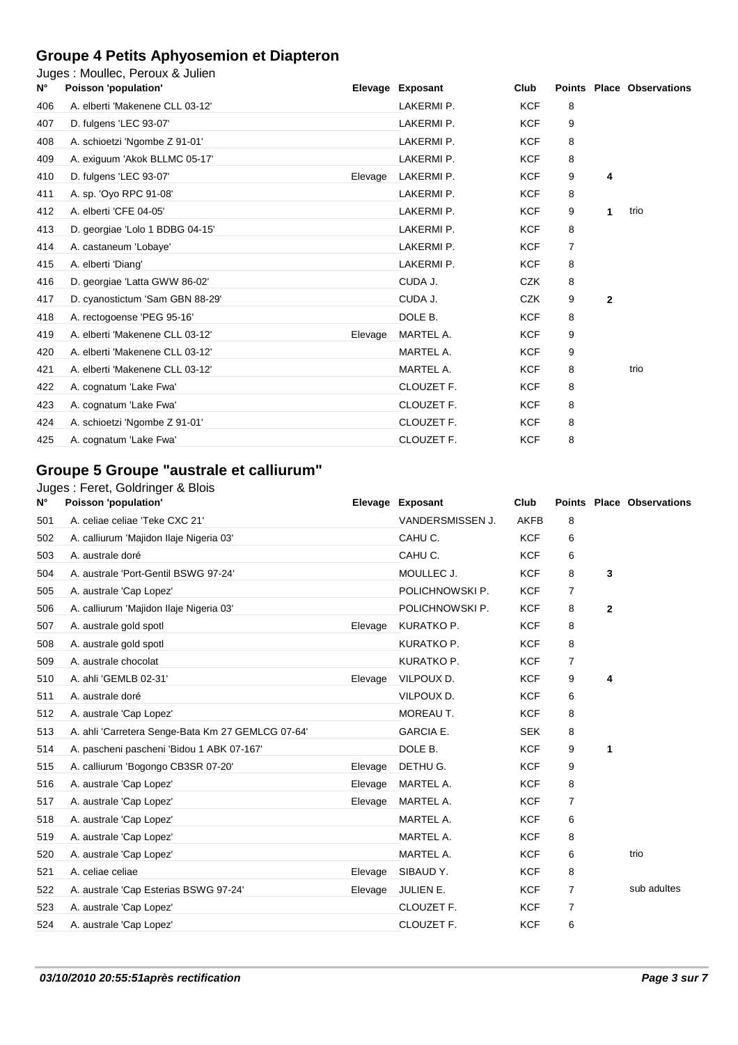## Groupe 4 Petits Aphyosemion et Diapteron

Juges : Moullec, Peroux & Julien

| N° | Poisson 'population' | Elevage | Exposant | Club | Points | Place | Observations |
|---|---|---|---|---|---|---|---|
| 406 | A. elberti 'Makenene CLL 03-12' | | LAKERMI P. | KCF | 8 | | |
| 407 | D. fulgens 'LEC 93-07' | | LAKERMI P. | KCF | 9 | | |
| 408 | A. schioetzi 'Ngombe Z 91-01' | | LAKERMI P. | KCF | 8 | | |
| 409 | A. exiguum 'Akok BLLMC 05-17' | | LAKERMI P. | KCF | 8 | | |
| 410 | D. fulgens 'LEC 93-07' | Elevage | LAKERMI P. | KCF | 9 | 4 | |
| 411 | A. sp. 'Oyo RPC 91-08' | | LAKERMI P. | KCF | 8 | | |
| 412 | A. elberti 'CFE 04-05' | | LAKERMI P. | KCF | 9 | 1 | trio |
| 413 | D. georgiae 'Lolo 1 BDBG 04-15' | | LAKERMI P. | KCF | 8 | | |
| 414 | A. castaneum 'Lobaye' | | LAKERMI P. | KCF | 7 | | |
| 415 | A. elberti 'Diang' | | LAKERMI P. | KCF | 8 | | |
| 416 | D. georgiae 'Latta GWW 86-02' | | CUDA J. | CZK | 8 | | |
| 417 | D. cyanostictum 'Sam GBN 88-29' | | CUDA J. | CZK | 9 | 2 | |
| 418 | A. rectogoense 'PEG 95-16' | | DOLE B. | KCF | 8 | | |
| 419 | A. elberti 'Makenene CLL 03-12' | Elevage | MARTEL A. | KCF | 9 | | |
| 420 | A. elberti 'Makenene CLL 03-12' | | MARTEL A. | KCF | 9 | | |
| 421 | A. elberti 'Makenene CLL 03-12' | | MARTEL A. | KCF | 8 | | trio |
| 422 | A. cognatum 'Lake Fwa' | | CLOUZET F. | KCF | 8 | | |
| 423 | A. cognatum 'Lake Fwa' | | CLOUZET F. | KCF | 8 | | |
| 424 | A. schioetzi 'Ngombe Z 91-01' | | CLOUZET F. | KCF | 8 | | |
| 425 | A. cognatum 'Lake Fwa' | | CLOUZET F. | KCF | 8 | | |

## Groupe 5 Groupe "australe et calliurum"

Juges : Feret, Goldringer & Blois

| N° | Poisson 'population' | Elevage | Exposant | Club | Points | Place | Observations |
|---|---|---|---|---|---|---|---|
| 501 | A. celiae celiae 'Teke CXC 21' | | VANDERSMISSEN J. | AKFB | 8 | | |
| 502 | A. calliurum 'Majidon Ilaje Nigeria 03' | | CAHU C. | KCF | 6 | | |
| 503 | A. australe doré | | CAHU C. | KCF | 6 | | |
| 504 | A. australe 'Port-Gentil BSWG 97-24' | | MOULLEC J. | KCF | 8 | 3 | |
| 505 | A. australe 'Cap Lopez' | | POLICHNOWSKI P. | KCF | 7 | | |
| 506 | A. calliurum 'Majidon Ilaje Nigeria 03' | | POLICHNOWSKI P. | KCF | 8 | 2 | |
| 507 | A. australe gold spotl | Elevage | KURATKO P. | KCF | 8 | | |
| 508 | A. australe gold spotl | | KURATKO P. | KCF | 8 | | |
| 509 | A. australe chocolat | | KURATKO P. | KCF | 7 | | |
| 510 | A. ahli 'GEMLB 02-31' | Elevage | VILPOUX D. | KCF | 9 | 4 | |
| 511 | A. australe doré | | VILPOUX D. | KCF | 6 | | |
| 512 | A. australe 'Cap Lopez' | | MOREAU T. | KCF | 8 | | |
| 513 | A. ahli 'Carretera Senge-Bata Km 27 GEMLCG 07-64' | | GARCIA E. | SEK | 8 | | |
| 514 | A. pascheni pascheni 'Bidou 1 ABK 07-167' | | DOLE B. | KCF | 9 | 1 | |
| 515 | A. calliurum 'Bogongo CB3SR 07-20' | Elevage | DETHU G. | KCF | 9 | | |
| 516 | A. australe 'Cap Lopez' | Elevage | MARTEL A. | KCF | 8 | | |
| 517 | A. australe 'Cap Lopez' | Elevage | MARTEL A. | KCF | 7 | | |
| 518 | A. australe 'Cap Lopez' | | MARTEL A. | KCF | 6 | | |
| 519 | A. australe 'Cap Lopez' | | MARTEL A. | KCF | 8 | | |
| 520 | A. australe 'Cap Lopez' | | MARTEL A. | KCF | 6 | | trio |
| 521 | A. celiae celiae | Elevage | SIBAUD Y. | KCF | 8 | | |
| 522 | A. australe 'Cap Esterias BSWG 97-24' | Elevage | JULIEN E. | KCF | 7 | | sub adultes |
| 523 | A. australe 'Cap Lopez' | | CLOUZET F. | KCF | 7 | | |
| 524 | A. australe 'Cap Lopez' | | CLOUZET F. | KCF | 6 | | |

*03/10/2010 20:55:51après rectification*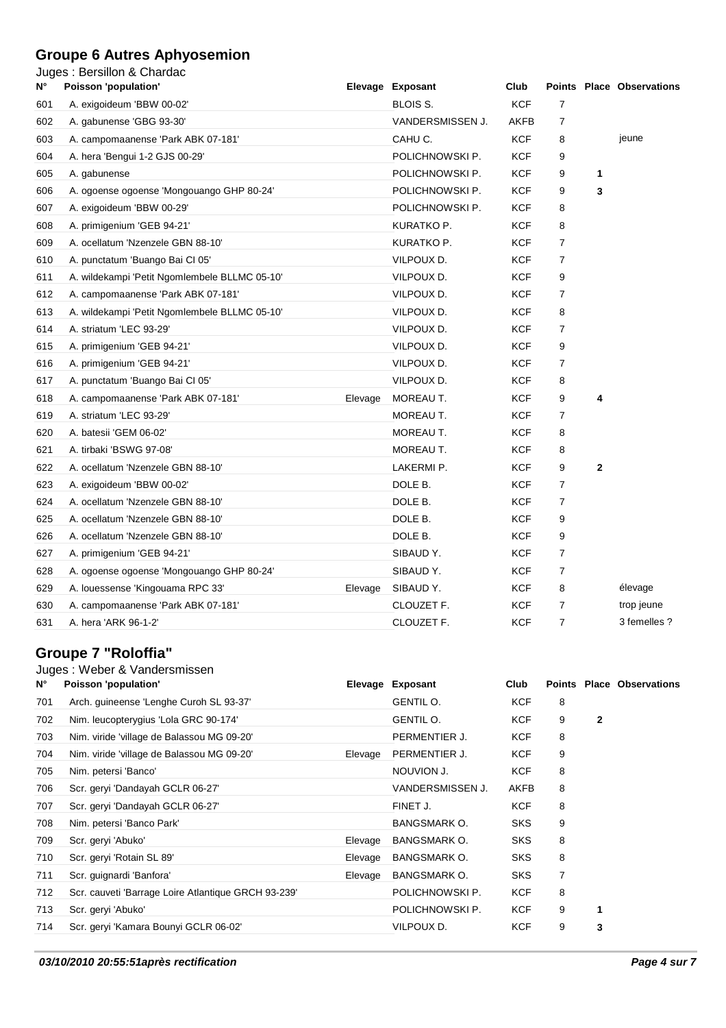## Groupe 6 Autres Aphyosemion

Juges : Bersillon & Chardac

| N° | Poisson 'population' | Elevage | Exposant | Club | Points | Place | Observations |
|---|---|---|---|---|---|---|---|
| 601 | A. exigoideum 'BBW 00-02' | | BLOIS S. | KCF | 7 | | |
| 602 | A. gabunense 'GBG 93-30' | | VANDERSMISSEN J. | AKFB | 7 | | |
| 603 | A. campomaanense 'Park ABK 07-181' | | CAHU C. | KCF | 8 | | jeune |
| 604 | A. hera 'Bengui 1-2 GJS 00-29' | | POLICHNOWSKI P. | KCF | 9 | | |
| 605 | A. gabunense | | POLICHNOWSKI P. | KCF | 9 | 1 | |
| 606 | A. ogoense ogoense 'Mongouango GHP 80-24' | | POLICHNOWSKI P. | KCF | 9 | 3 | |
| 607 | A. exigoideum 'BBW 00-29' | | POLICHNOWSKI P. | KCF | 8 | | |
| 608 | A. primigenium 'GEB 94-21' | | KURATKO P. | KCF | 8 | | |
| 609 | A. ocellatum 'Nzenzele GBN 88-10' | | KURATKO P. | KCF | 7 | | |
| 610 | A. punctatum 'Buango Bai CI 05' | | VILPOUX D. | KCF | 7 | | |
| 611 | A. wildekampi 'Petit Ngomlembele BLLMC 05-10' | | VILPOUX D. | KCF | 9 | | |
| 612 | A. campomaanense 'Park ABK 07-181' | | VILPOUX D. | KCF | 7 | | |
| 613 | A. wildekampi 'Petit Ngomlembele BLLMC 05-10' | | VILPOUX D. | KCF | 8 | | |
| 614 | A. striatum 'LEC 93-29' | | VILPOUX D. | KCF | 7 | | |
| 615 | A. primigenium 'GEB 94-21' | | VILPOUX D. | KCF | 9 | | |
| 616 | A. primigenium 'GEB 94-21' | | VILPOUX D. | KCF | 7 | | |
| 617 | A. punctatum 'Buango Bai CI 05' | | VILPOUX D. | KCF | 8 | | |
| 618 | A. campomaanense 'Park ABK 07-181' | Elevage | MOREAU T. | KCF | 9 | 4 | |
| 619 | A. striatum 'LEC 93-29' | | MOREAU T. | KCF | 7 | | |
| 620 | A. batesii 'GEM 06-02' | | MOREAU T. | KCF | 8 | | |
| 621 | A. tirbaki 'BSWG 97-08' | | MOREAU T. | KCF | 8 | | |
| 622 | A. ocellatum 'Nzenzele GBN 88-10' | | LAKERMI P. | KCF | 9 | 2 | |
| 623 | A. exigoideum 'BBW 00-02' | | DOLE B. | KCF | 7 | | |
| 624 | A. ocellatum 'Nzenzele GBN 88-10' | | DOLE B. | KCF | 7 | | |
| 625 | A. ocellatum 'Nzenzele GBN 88-10' | | DOLE B. | KCF | 9 | | |
| 626 | A. ocellatum 'Nzenzele GBN 88-10' | | DOLE B. | KCF | 9 | | |
| 627 | A. primigenium 'GEB 94-21' | | SIBAUD Y. | KCF | 7 | | |
| 628 | A. ogoense ogoense 'Mongouango GHP 80-24' | | SIBAUD Y. | KCF | 7 | | |
| 629 | A. louessense 'Kingouama RPC 33' | Elevage | SIBAUD Y. | KCF | 8 | | élevage |
| 630 | A. campomaanense 'Park ABK 07-181' | | CLOUZET F. | KCF | 7 | | trop jeune |
| 631 | A. hera 'ARK 96-1-2' | | CLOUZET F. | KCF | 7 | | 3 femelles ? |

## Groupe 7 "Roloffia"

Juges : Weber & Vandersmissen

| N° | Poisson 'population' | Elevage | Exposant | Club | Points | Place | Observations |
|---|---|---|---|---|---|---|---|
| 701 | Arch. guineense 'Lenghe Curoh SL 93-37' | | GENTIL O. | KCF | 8 | | |
| 702 | Nim. leucopterygius 'Lola GRC 90-174' | | GENTIL O. | KCF | 9 | 2 | |
| 703 | Nim. viride 'village de Balassou MG 09-20' | | PERMENTIER J. | KCF | 8 | | |
| 704 | Nim. viride 'village de Balassou MG 09-20' | Elevage | PERMENTIER J. | KCF | 9 | | |
| 705 | Nim. petersi 'Banco' | | NOUVION J. | KCF | 8 | | |
| 706 | Scr. geryi 'Dandayah GCLR 06-27' | | VANDERSMISSEN J. | AKFB | 8 | | |
| 707 | Scr. geryi 'Dandayah GCLR 06-27' | | FINET J. | KCF | 8 | | |
| 708 | Nim. petersi 'Banco Park' | | BANGSMARK O. | SKS | 9 | | |
| 709 | Scr. geryi 'Abuko' | Elevage | BANGSMARK O. | SKS | 8 | | |
| 710 | Scr. geryi 'Rotain SL 89' | Elevage | BANGSMARK O. | SKS | 8 | | |
| 711 | Scr. guignardi 'Banfora' | Elevage | BANGSMARK O. | SKS | 7 | | |
| 712 | Scr. cauveti 'Barrage Loire Atlantique GRCH 93-239' | | POLICHNOWSKI P. | KCF | 8 | | |
| 713 | Scr. geryi 'Abuko' | | POLICHNOWSKI P. | KCF | 9 | 1 | |
| 714 | Scr. geryi 'Kamara Bounyi GCLR 06-02' | | VILPOUX D. | KCF | 9 | 3 | |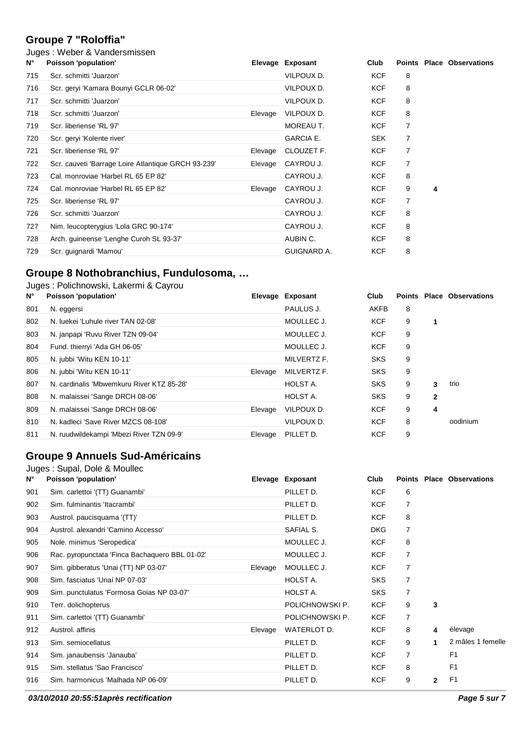## Groupe 7 "Roloffia"

Juges : Weber & Vandersmissen

| N° | Poisson 'population' | Elevage | Exposant | Club | Points | Place | Observations |
|---|---|---|---|---|---|---|---|
| 715 | Scr. schmitti 'Juarzon' | | VILPOUX D. | KCF | 8 | | |
| 716 | Scr. geryi 'Kamara Bounyi GCLR 06-02' | | VILPOUX D. | KCF | 8 | | |
| 717 | Scr. schmitti 'Juarzon' | | VILPOUX D. | KCF | 8 | | |
| 718 | Scr. schmitti 'Juarzon' | Elevage | VILPOUX D. | KCF | 8 | | |
| 719 | Scr. liberiense 'RL 97' | | MOREAU T. | KCF | 7 | | |
| 720 | Scr. geryi 'Kolente river' | | GARCIA E. | SEK | 7 | | |
| 721 | Scr. liberiense 'RL 97' | Elevage | CLOUZET F. | KCF | 7 | | |
| 722 | Scr. cauveti 'Barrage Loire Atlantique GRCH 93-239' | Elevage | CAYROU J. | KCF | 7 | | |
| 723 | Cal. monroviae 'Harbel RL 65 EP 82' | | CAYROU J. | KCF | 8 | | |
| 724 | Cal. monroviae 'Harbel RL 65 EP 82' | Elevage | CAYROU J. | KCF | 9 | 4 | |
| 725 | Scr. liberiense 'RL 97' | | CAYROU J. | KCF | 7 | | |
| 726 | Scr. schmitti 'Juarzon' | | CAYROU J. | KCF | 8 | | |
| 727 | Nim. leucopterygius 'Lola GRC 90-174' | | CAYROU J. | KCF | 8 | | |
| 728 | Arch. guineense 'Lenghe Curoh SL 93-37' | | AUBIN C. | KCF | 8 | | |
| 729 | Scr. guignardi 'Mamou' | | GUIGNARD A. | KCF | 8 | | |

## Groupe 8 Nothobranchius, Fundulosoma, …

Juges : Polichnowski, Lakermi & Cayrou

| N° | Poisson 'population' | Elevage | Exposant | Club | Points | Place | Observations |
|---|---|---|---|---|---|---|---|
| 801 | N. eggersi | | PAULUS J. | AKFB | 8 | | |
| 802 | N. luekei 'Luhule river TAN 02-08' | | MOULLEC J. | KCF | 9 | 1 | |
| 803 | N. janpapi 'Ruvu River TZN 09-04' | | MOULLEC J. | KCF | 9 | | |
| 804 | Fund. thierryi 'Ada GH 06-05' | | MOULLEC J. | KCF | 9 | | |
| 805 | N. jubbi 'Witu KEN 10-11' | | MILVERTZ F. | SKS | 9 | | |
| 806 | N. jubbi 'Witu KEN 10-11' | Elevage | MILVERTZ F. | SKS | 9 | | |
| 807 | N. cardinalis 'Mbwemkuru River KTZ 85-28' | | HOLST A. | SKS | 9 | 3 | trio |
| 808 | N. malaissei 'Sange DRCH 08-06' | | HOLST A. | SKS | 9 | 2 | |
| 809 | N. malaissei 'Sange DRCH 08-06' | Elevage | VILPOUX D. | KCF | 9 | 4 | |
| 810 | N. kadleci 'Save River MZCS 08-108' | | VILPOUX D. | KCF | 8 | | oodinium |
| 811 | N. ruudwildekampi 'Mbezi River TZN 09-9' | Elevage | PILLET D. | KCF | 9 | | |

## Groupe 9 Annuels Sud-Américains

Juges : Supal, Dole & Moullec

| N° | Poisson 'population' | Elevage | Exposant | Club | Points | Place | Observations |
|---|---|---|---|---|---|---|---|
| 901 | Sim. carlettoi '(TT) Guanambi' | | PILLET D. | KCF | 6 | | |
| 902 | Sim. fulminantis 'Itacrambi' | | PILLET D. | KCF | 7 | | |
| 903 | Austrol. paucisquama '(TT)' | | PILLET D. | KCF | 8 | | |
| 904 | Austrol. alexandri 'Camino Accesso' | | SAFIAL S. | DKG | 7 | | |
| 905 | Nole. minimus 'Seropedica' | | MOULLEC J. | KCF | 8 | | |
| 906 | Rac. pyropunctata 'Finca Bachaquero BBL 01-02' | | MOULLEC J. | KCF | 7 | | |
| 907 | Sim. gibberatus 'Unai (TT) NP 03-07' | Elevage | MOULLEC J. | KCF | 7 | | |
| 908 | Sim. fasciatus 'Unaí NP 07-03' | | HOLST A. | SKS | 7 | | |
| 909 | Sim. punctulatus 'Formosa Goias NP 03-07' | | HOLST A. | SKS | 7 | | |
| 910 | Terr. dolichopterus | | POLICHNOWSKI P. | KCF | 9 | 3 | |
| 911 | Sim. carlettoi '(TT) Guanambi' | | POLICHNOWSKI P. | KCF | 7 | | |
| 912 | Austrol. affinis | Elevage | WATERLOT D. | KCF | 8 | 4 | élevage |
| 913 | Sim. semiocellatus | | PILLET D. | KCF | 9 | 1 | 2 mâles 1 femelle |
| 914 | Sim. janaubensis 'Janauba' | | PILLET D. | KCF | 7 | | F1 |
| 915 | Sim. stellatus 'Sao Francisco' | | PILLET D. | KCF | 8 | | F1 |
| 916 | Sim. harmonicus 'Malhada NP 06-09' | | PILLET D. | KCF | 9 | 2 | F1 |

*03/10/2010 20:55:51après rectification*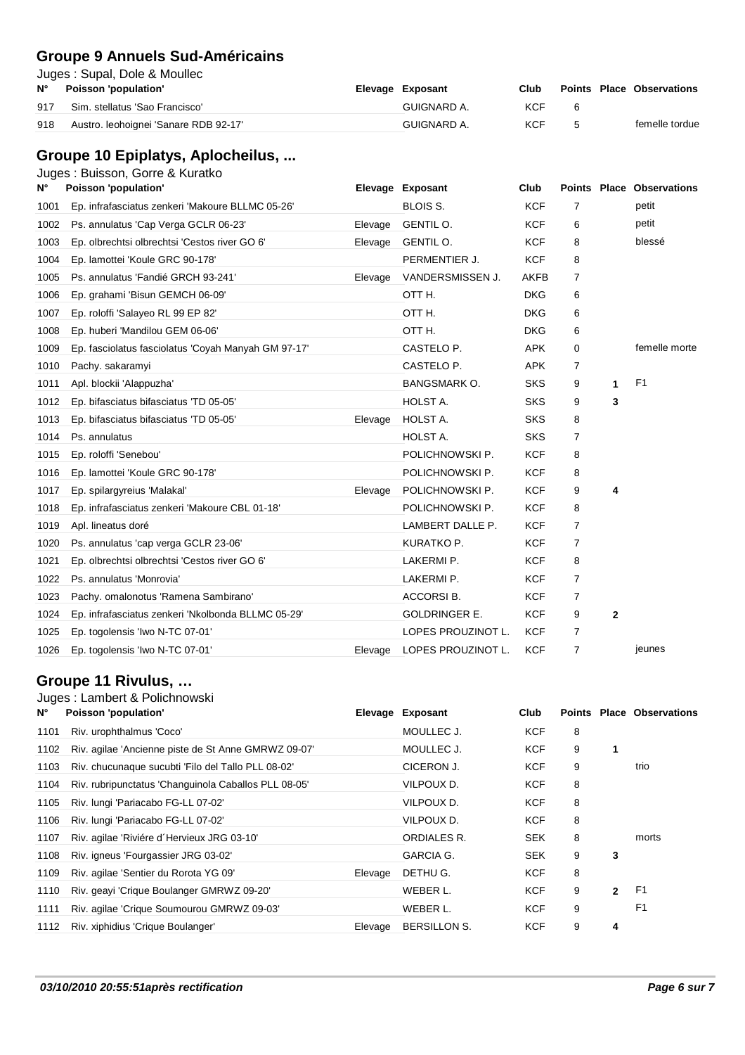## Groupe 9 Annuels Sud-Américains

Juges : Supal, Dole & Moullec

| N° | Poisson 'population' | Elevage | Exposant | Club | Points | Place | Observations |
|---|---|---|---|---|---|---|---|
| 917 | Sim. stellatus 'Sao Francisco' | | GUIGNARD A. | KCF | 6 | | |
| 918 | Austro. leohoignei 'Sanare RDB 92-17' | | GUIGNARD A. | KCF | 5 | | femelle tordue |

## Groupe 10 Epiplatys, Aplocheilus, ...

Juges : Buisson, Gorre & Kuratko

| N° | Poisson 'population' | Elevage | Exposant | Club | Points | Place | Observations |
|---|---|---|---|---|---|---|---|
| 1001 | Ep. infrafasciatus zenkeri 'Makoure BLLMC 05-26' | | BLOIS S. | KCF | 7 | | petit |
| 1002 | Ps. annulatus 'Cap Verga GCLR 06-23' | Elevage | GENTIL O. | KCF | 6 | | petit |
| 1003 | Ep. olbrechtsi olbrechtsi 'Cestos river GO 6' | Elevage | GENTIL O. | KCF | 8 | | blessé |
| 1004 | Ep. lamottei 'Koule GRC 90-178' | | PERMENTIER J. | KCF | 8 | | |
| 1005 | Ps. annulatus 'Fandié GRCH 93-241' | Elevage | VANDERSMISSEN J. | AKFB | 7 | | |
| 1006 | Ep. grahami 'Bisun GEMCH 06-09' | | OTT H. | DKG | 6 | | |
| 1007 | Ep. roloffi 'Salayeo RL 99 EP 82' | | OTT H. | DKG | 6 | | |
| 1008 | Ep. huberi 'Mandilou GEM 06-06' | | OTT H. | DKG | 6 | | |
| 1009 | Ep. fasciolatus fasciolatus 'Coyah Manyah GM 97-17' | | CASTELO P. | APK | 0 | | femelle morte |
| 1010 | Pachy. sakaramyi | | CASTELO P. | APK | 7 | | |
| 1011 | Apl. blockii 'Alappuzha' | | BANGSMARK O. | SKS | 9 | 1 | F1 |
| 1012 | Ep. bifasciatus bifasciatus 'TD 05-05' | | HOLST A. | SKS | 9 | 3 | |
| 1013 | Ep. bifasciatus bifasciatus 'TD 05-05' | Elevage | HOLST A. | SKS | 8 | | |
| 1014 | Ps. annulatus | | HOLST A. | SKS | 7 | | |
| 1015 | Ep. roloffi 'Senebou' | | POLICHNOWSKI P. | KCF | 8 | | |
| 1016 | Ep. lamottei 'Koule GRC 90-178' | | POLICHNOWSKI P. | KCF | 8 | | |
| 1017 | Ep. spilargyreius 'Malakal' | Elevage | POLICHNOWSKI P. | KCF | 9 | 4 | |
| 1018 | Ep. infrafasciatus zenkeri 'Makoure CBL 01-18' | | POLICHNOWSKI P. | KCF | 8 | | |
| 1019 | Apl. lineatus doré | | LAMBERT DALLE P. | KCF | 7 | | |
| 1020 | Ps. annulatus 'cap verga GCLR 23-06' | | KURATKO P. | KCF | 7 | | |
| 1021 | Ep. olbrechtsi olbrechtsi 'Cestos river GO 6' | | LAKERMI P. | KCF | 8 | | |
| 1022 | Ps. annulatus 'Monrovia' | | LAKERMI P. | KCF | 7 | | |
| 1023 | Pachy. omalonotus 'Ramena Sambirano' | | ACCORSI B. | KCF | 7 | | |
| 1024 | Ep. infrafasciatus zenkeri 'Nkolbonda BLLMC 05-29' | | GOLDRINGER E. | KCF | 9 | 2 | |
| 1025 | Ep. togolensis 'Iwo N-TC 07-01' | | LOPES PROUZINOT L. | KCF | 7 | | |
| 1026 | Ep. togolensis 'Iwo N-TC 07-01' | Elevage | LOPES PROUZINOT L. | KCF | 7 | | jeunes |

## Groupe 11 Rivulus, …

Juges : Lambert & Polichnowski

| N° | Poisson 'population' | Elevage | Exposant | Club | Points | Place | Observations |
|---|---|---|---|---|---|---|---|
| 1101 | Riv. urophthalmus 'Coco' | | MOULLEC J. | KCF | 8 | | |
| 1102 | Riv. agilae 'Ancienne piste de St Anne GMRWZ 09-07' | | MOULLEC J. | KCF | 9 | 1 | |
| 1103 | Riv. chucunaque sucubti 'Filo del Tallo PLL 08-02' | | CICERON J. | KCF | 9 | | trio |
| 1104 | Riv. rubripunctatus 'Changuinola Caballos PLL 08-05' | | VILPOUX D. | KCF | 8 | | |
| 1105 | Riv. lungi 'Pariacabo FG-LL 07-02' | | VILPOUX D. | KCF | 8 | | |
| 1106 | Riv. lungi 'Pariacabo FG-LL 07-02' | | VILPOUX D. | KCF | 8 | | |
| 1107 | Riv. agilae 'Riviére d´Hervieux JRG 03-10' | | ORDIALES R. | SEK | 8 | | morts |
| 1108 | Riv. igneus 'Fourgassier JRG 03-02' | | GARCIA G. | SEK | 9 | 3 | |
| 1109 | Riv. agilae 'Sentier du Rorota YG 09' | Elevage | DETHU G. | KCF | 8 | | |
| 1110 | Riv. geayi 'Crique Boulanger GMRWZ 09-20' | | WEBER L. | KCF | 9 | 2 | F1 |
| 1111 | Riv. agilae 'Crique Soumourou GMRWZ 09-03' | | WEBER L. | KCF | 9 | | F1 |
| 1112 | Riv. xiphidius 'Crique Boulanger' | Elevage | BERSILLON S. | KCF | 9 | 4 | |

*03/10/2010 20:55:51après rectification*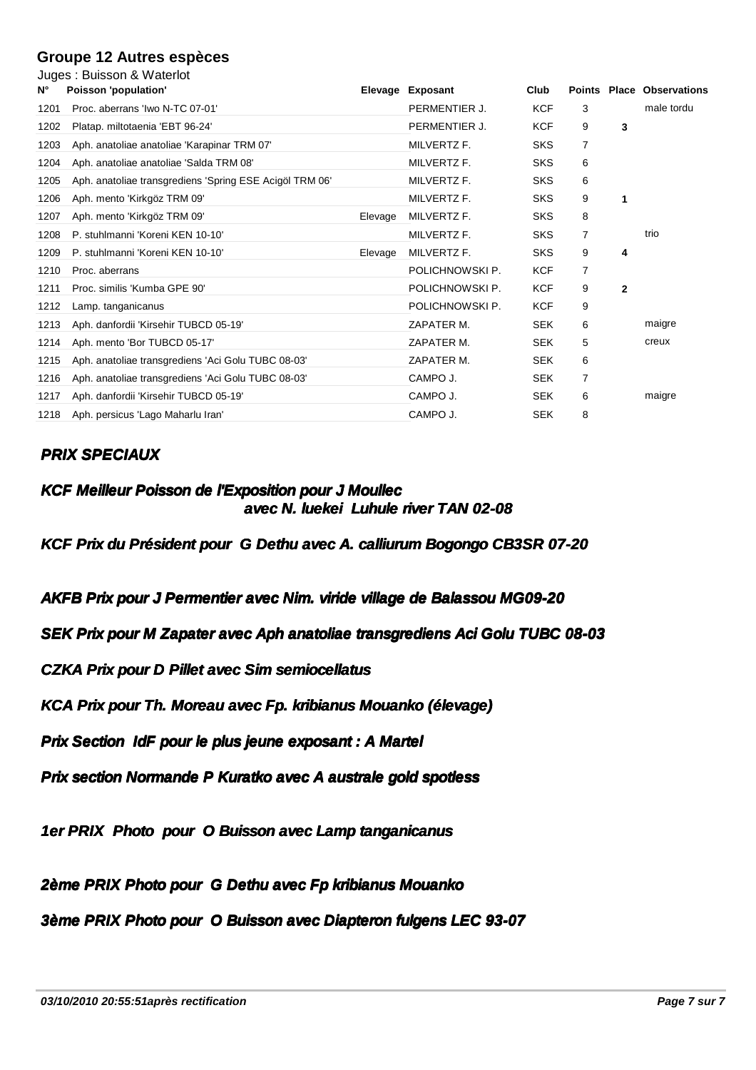## Groupe 12 Autres espèces

Juges : Buisson & Waterlot

| N° | Poisson 'population' | Elevage | Exposant | Club | Points | Place | Observations |
|---|---|---|---|---|---|---|---|
| 1201 | Proc. aberrans 'Iwo N-TC 07-01' | | PERMENTIER J. | KCF | 3 | | male tordu |
| 1202 | Platap. miltotaenia 'EBT 96-24' | | PERMENTIER J. | KCF | 9 | 3 | |
| 1203 | Aph. anatoliae anatoliae 'Karapinar TRM 07' | | MILVERTZ F. | SKS | 7 | | |
| 1204 | Aph. anatoliae anatoliae 'Salda TRM 08' | | MILVERTZ F. | SKS | 6 | | |
| 1205 | Aph. anatoliae transgrediens 'Spring ESE Acigöl TRM 06' | | MILVERTZ F. | SKS | 6 | | |
| 1206 | Aph. mento 'Kirkgöz TRM 09' | | MILVERTZ F. | SKS | 9 | 1 | |
| 1207 | Aph. mento 'Kirkgöz TRM 09' | Elevage | MILVERTZ F. | SKS | 8 | | |
| 1208 | P. stuhlmanni 'Koreni KEN 10-10' | | MILVERTZ F. | SKS | 7 | | trio |
| 1209 | P. stuhlmanni 'Koreni KEN 10-10' | Elevage | MILVERTZ F. | SKS | 9 | 4 | |
| 1210 | Proc. aberrans | | POLICHNOWSKI P. | KCF | 7 | | |
| 1211 | Proc. similis 'Kumba GPE 90' | | POLICHNOWSKI P. | KCF | 9 | 2 | |
| 1212 | Lamp. tanganicanus | | POLICHNOWSKI P. | KCF | 9 | | |
| 1213 | Aph. danfordii 'Kirsehir TUBCD 05-19' | | ZAPATER M. | SEK | 6 | | maigre |
| 1214 | Aph. mento 'Bor TUBCD 05-17' | | ZAPATER M. | SEK | 5 | | creux |
| 1215 | Aph. anatoliae transgrediens 'Aci Golu TUBC 08-03' | | ZAPATER M. | SEK | 6 | | |
| 1216 | Aph. anatoliae transgrediens 'Aci Golu TUBC 08-03' | | CAMPO J. | SEK | 7 | | |
| 1217 | Aph. danfordii 'Kirsehir TUBCD 05-19' | | CAMPO J. | SEK | 6 | | maigre |
| 1218 | Aph. persicus 'Lago Maharlu Iran' | | CAMPO J. | SEK | 8 | | |

## *PRIX SPECIAUX*

***KCF Meilleur Poisson de l'Exposition pour J Moullec avec N. luekei Luhule river TAN 02-08***

***KCF Prix du Président pour G Dethu avec A. calliurum Bogongo CB3SR 07-20***

***AKFB Prix pour J Permentier avec Nim. viride village de Balassou MG09-20***

***SEK Prix pour M Zapater avec Aph anatoliae transgrediens Aci Golu TUBC 08-03***

***CZKA Prix pour D Pillet avec Sim semiocellatus***

***KCA Prix pour Th. Moreau avec Fp. kribianus Mouanko (élevage)***

***Prix Section IdF pour le plus jeune exposant : A Martel***

***Prix section Normande P Kuratko avec A australe gold spotless***

***1er PRIX Photo pour O Buisson avec Lamp tanganicanus***

***2ème PRIX Photo pour G Dethu avec Fp kribianus Mouanko***

***3ème PRIX Photo pour O Buisson avec Diapteron fulgens LEC 93-07***

*03/10/2010 20:55:51après rectification*